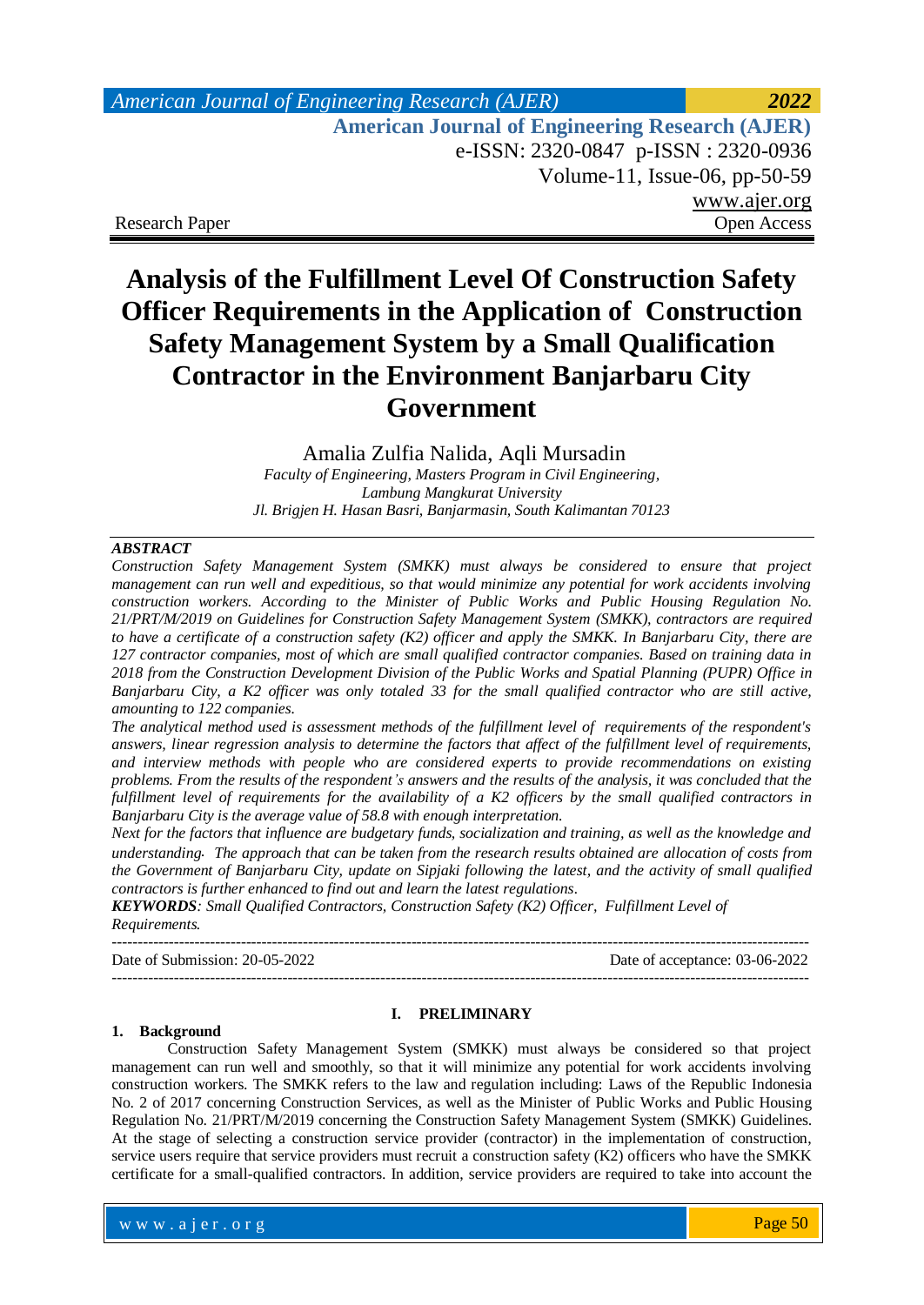Research Paper | Open Access

# Analysis of the Fulfillment Level Of Construction Safety Officer Requirements in the Application of Construction Safety Management System by a Small Qualification Contractor in the Environment Banjarbaru City Government

Amalia Zulfia Nalida, Aqli Mursadin

*Faculty of Engineering, Masters Program in Civil Engineering, Lambung Mangkurat University*
*Jl. Brigjen H. Hasan Basri, Banjarmasin, South Kalimantan 70123*

---

***ABSTRACT***

*Construction Safety Management System (SMKK) must always be considered to ensure that project management can run well and expeditious, so that would minimize any potential for work accidents involving construction workers. According to the Minister of Public Works and Public Housing Regulation No. 21/PRT/M/2019 on Guidelines for Construction Safety Management System (SMKK), contractors are required to have a certificate of a construction safety (K2) officer and apply the SMKK. In Banjarbaru City, there are 127 contractor companies, most of which are small qualified contractor companies. Based on training data in 2018 from the Construction Development Division of the Public Works and Spatial Planning (PUPR) Office in Banjarbaru City, a K2 officer was only totaled 33 for the small qualified contractor who are still active, amounting to 122 companies.*

*The analytical method used is assessment methods of the fulfillment level of requirements of the respondent's answers, linear regression analysis to determine the factors that affect of the fulfillment level of requirements, and interview methods with people who are considered experts to provide recommendations on existing problems. From the results of the respondent's answers and the results of the analysis, it was concluded that the fulfillment level of requirements for the availability of a K2 officers by the small qualified contractors in Banjarbaru City is the average value of 58.8 with enough interpretation.*

*Next for the factors that influence are budgetary funds, socialization and training, as well as the knowledge and understanding. The approach that can be taken from the research results obtained are allocation of costs from the Government of Banjarbaru City, update on Sipjaki following the latest, and the activity of small qualified contractors is further enhanced to find out and learn the latest regulations.*

***KEYWORDS****: Small Qualified Contractors, Construction Safety (K2) Officer, Fulfillment Level of Requirements.*

---

Date of Submission: 20-05-2022 | Date of acceptance: 03-06-2022

---

## I. PRELIMINARY

### 1. Background

Construction Safety Management System (SMKK) must always be considered so that project management can run well and smoothly, so that it will minimize any potential for work accidents involving construction workers. The SMKK refers to the law and regulation including: Laws of the Republic Indonesia No. 2 of 2017 concerning Construction Services, as well as the Minister of Public Works and Public Housing Regulation No. 21/PRT/M/2019 concerning the Construction Safety Management System (SMKK) Guidelines. At the stage of selecting a construction service provider (contractor) in the implementation of construction, service users require that service providers must recruit a construction safety (K2) officers who have the SMKK certificate for a small-qualified contractors. In addition, service providers are required to take into account the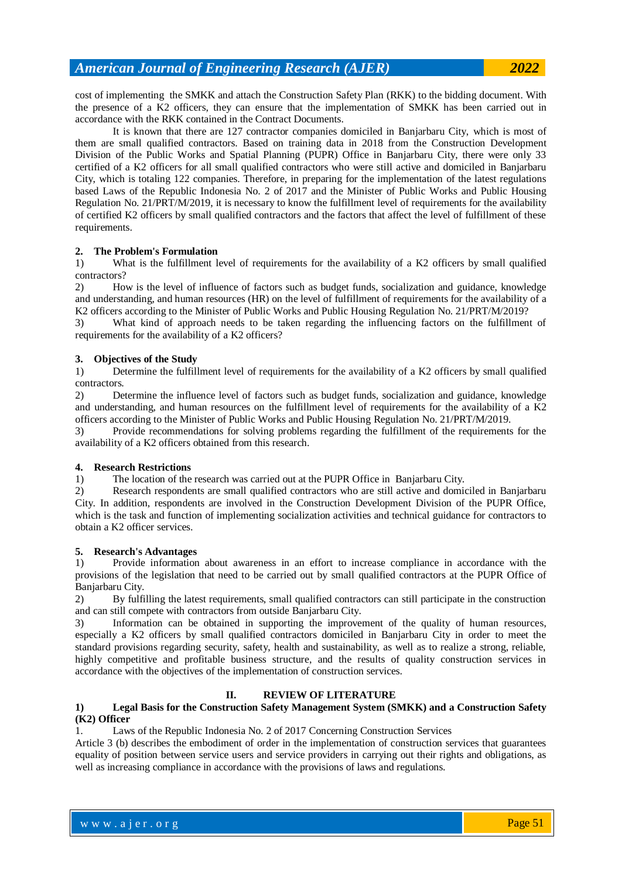cost of implementing the SMKK and attach the Construction Safety Plan (RKK) to the bidding document. With the presence of a K2 officers, they can ensure that the implementation of SMKK has been carried out in accordance with the RKK contained in the Contract Documents.

It is known that there are 127 contractor companies domiciled in Banjarbaru City, which is most of them are small qualified contractors. Based on training data in 2018 from the Construction Development Division of the Public Works and Spatial Planning (PUPR) Office in Banjarbaru City, there were only 33 certified of a K2 officers for all small qualified contractors who were still active and domiciled in Banjarbaru City, which is totaling 122 companies. Therefore, in preparing for the implementation of the latest regulations based Laws of the Republic Indonesia No. 2 of 2017 and the Minister of Public Works and Public Housing Regulation No. 21/PRT/M/2019, it is necessary to know the fulfillment level of requirements for the availability of certified K2 officers by small qualified contractors and the factors that affect the level of fulfillment of these requirements.

### 2. The Problem's Formulation

1) What is the fulfillment level of requirements for the availability of a K2 officers by small qualified contractors?

2) How is the level of influence of factors such as budget funds, socialization and guidance, knowledge and understanding, and human resources (HR) on the level of fulfillment of requirements for the availability of a K2 officers according to the Minister of Public Works and Public Housing Regulation No. 21/PRT/M/2019?

3) What kind of approach needs to be taken regarding the influencing factors on the fulfillment of requirements for the availability of a K2 officers?

### 3. Objectives of the Study

1) Determine the fulfillment level of requirements for the availability of a K2 officers by small qualified contractors.

2) Determine the influence level of factors such as budget funds, socialization and guidance, knowledge and understanding, and human resources on the fulfillment level of requirements for the availability of a K2 officers according to the Minister of Public Works and Public Housing Regulation No. 21/PRT/M/2019.

3) Provide recommendations for solving problems regarding the fulfillment of the requirements for the availability of a K2 officers obtained from this research.

### 4. Research Restrictions

1) The location of the research was carried out at the PUPR Office in Banjarbaru City.

2) Research respondents are small qualified contractors who are still active and domiciled in Banjarbaru City. In addition, respondents are involved in the Construction Development Division of the PUPR Office, which is the task and function of implementing socialization activities and technical guidance for contractors to obtain a K2 officer services.

### 5. Research's Advantages

1) Provide information about awareness in an effort to increase compliance in accordance with the provisions of the legislation that need to be carried out by small qualified contractors at the PUPR Office of Banjarbaru City.

2) By fulfilling the latest requirements, small qualified contractors can still participate in the construction and can still compete with contractors from outside Banjarbaru City.

3) Information can be obtained in supporting the improvement of the quality of human resources, especially a K2 officers by small qualified contractors domiciled in Banjarbaru City in order to meet the standard provisions regarding security, safety, health and sustainability, as well as to realize a strong, reliable, highly competitive and profitable business structure, and the results of quality construction services in accordance with the objectives of the implementation of construction services.

## II. REVIEW OF LITERATURE

### 1) Legal Basis for the Construction Safety Management System (SMKK) and a Construction Safety (K2) Officer

1. Laws of the Republic Indonesia No. 2 of 2017 Concerning Construction Services

Article 3 (b) describes the embodiment of order in the implementation of construction services that guarantees equality of position between service users and service providers in carrying out their rights and obligations, as well as increasing compliance in accordance with the provisions of laws and regulations.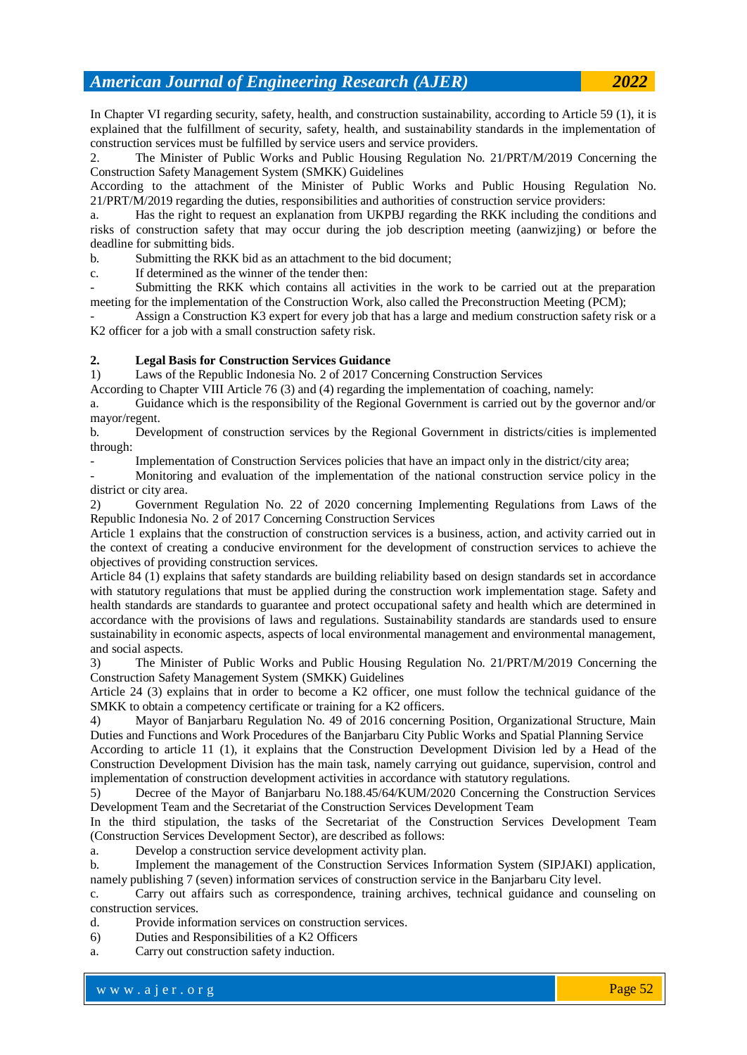In Chapter VI regarding security, safety, health, and construction sustainability, according to Article 59 (1), it is explained that the fulfillment of security, safety, health, and sustainability standards in the implementation of construction services must be fulfilled by service users and service providers.

2. The Minister of Public Works and Public Housing Regulation No. 21/PRT/M/2019 Concerning the Construction Safety Management System (SMKK) Guidelines

According to the attachment of the Minister of Public Works and Public Housing Regulation No. 21/PRT/M/2019 regarding the duties, responsibilities and authorities of construction service providers:

a. Has the right to request an explanation from UKPBJ regarding the RKK including the conditions and risks of construction safety that may occur during the job description meeting (aanwizjing) or before the deadline for submitting bids.

b. Submitting the RKK bid as an attachment to the bid document;

c. If determined as the winner of the tender then:

- Submitting the RKK which contains all activities in the work to be carried out at the preparation meeting for the implementation of the Construction Work, also called the Preconstruction Meeting (PCM);
- Assign a Construction K3 expert for every job that has a large and medium construction safety risk or a K2 officer for a job with a small construction safety risk.

**2. Legal Basis for Construction Services Guidance**

1) Laws of the Republic Indonesia No. 2 of 2017 Concerning Construction Services

According to Chapter VIII Article 76 (3) and (4) regarding the implementation of coaching, namely:

a. Guidance which is the responsibility of the Regional Government is carried out by the governor and/or mayor/regent.

b. Development of construction services by the Regional Government in districts/cities is implemented through:

- Implementation of Construction Services policies that have an impact only in the district/city area;
- Monitoring and evaluation of the implementation of the national construction service policy in the district or city area.

2) Government Regulation No. 22 of 2020 concerning Implementing Regulations from Laws of the Republic Indonesia No. 2 of 2017 Concerning Construction Services

Article 1 explains that the construction of construction services is a business, action, and activity carried out in the context of creating a conducive environment for the development of construction services to achieve the objectives of providing construction services.

Article 84 (1) explains that safety standards are building reliability based on design standards set in accordance with statutory regulations that must be applied during the construction work implementation stage. Safety and health standards are standards to guarantee and protect occupational safety and health which are determined in accordance with the provisions of laws and regulations. Sustainability standards are standards used to ensure sustainability in economic aspects, aspects of local environmental management and environmental management, and social aspects.

3) The Minister of Public Works and Public Housing Regulation No. 21/PRT/M/2019 Concerning the Construction Safety Management System (SMKK) Guidelines

Article 24 (3) explains that in order to become a K2 officer, one must follow the technical guidance of the SMKK to obtain a competency certificate or training for a K2 officers.

4) Mayor of Banjarbaru Regulation No. 49 of 2016 concerning Position, Organizational Structure, Main Duties and Functions and Work Procedures of the Banjarbaru City Public Works and Spatial Planning Service

According to article 11 (1), it explains that the Construction Development Division led by a Head of the Construction Development Division has the main task, namely carrying out guidance, supervision, control and implementation of construction development activities in accordance with statutory regulations.

5) Decree of the Mayor of Banjarbaru No.188.45/64/KUM/2020 Concerning the Construction Services Development Team and the Secretariat of the Construction Services Development Team

In the third stipulation, the tasks of the Secretariat of the Construction Services Development Team (Construction Services Development Sector), are described as follows:

a. Develop a construction service development activity plan.

b. Implement the management of the Construction Services Information System (SIPJAKI) application, namely publishing 7 (seven) information services of construction service in the Banjarbaru City level.

c. Carry out affairs such as correspondence, training archives, technical guidance and counseling on construction services.

d. Provide information services on construction services.

6) Duties and Responsibilities of a K2 Officers

a. Carry out construction safety induction.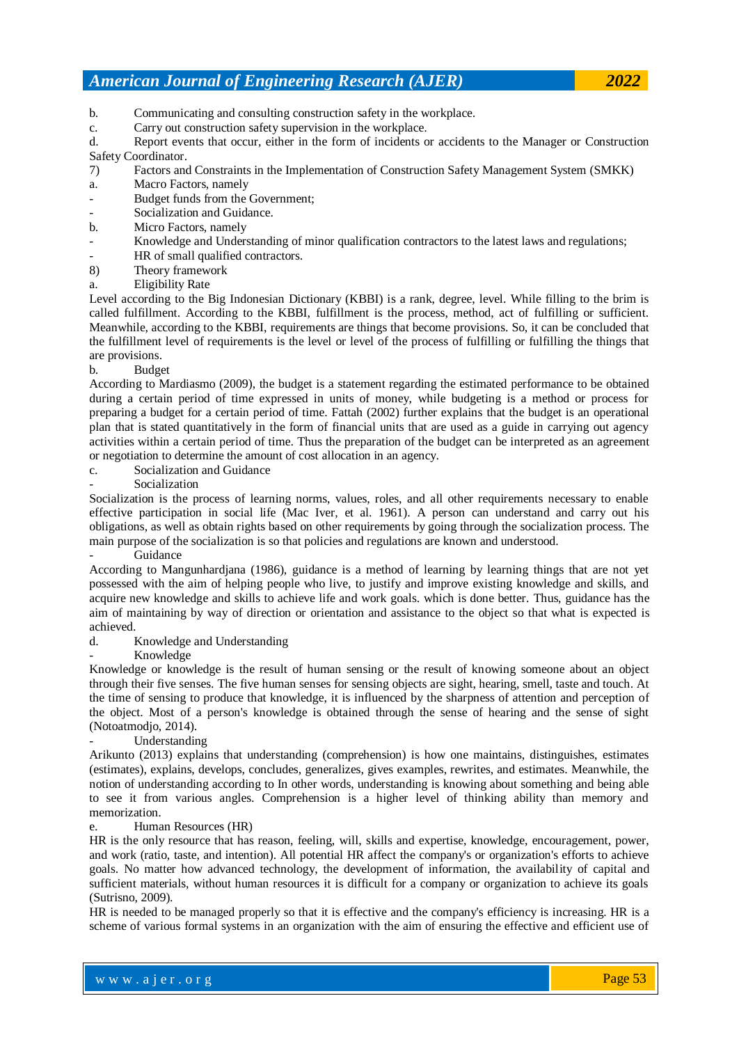b. Communicating and consulting construction safety in the workplace.

c. Carry out construction safety supervision in the workplace.

d. Report events that occur, either in the form of incidents or accidents to the Manager or Construction Safety Coordinator.

7) Factors and Constraints in the Implementation of Construction Safety Management System (SMKK)

a. Macro Factors, namely

- Budget funds from the Government;
- Socialization and Guidance.

b. Micro Factors, namely

- Knowledge and Understanding of minor qualification contractors to the latest laws and regulations;
- HR of small qualified contractors.

8) Theory framework

a. Eligibility Rate

Level according to the Big Indonesian Dictionary (KBBI) is a rank, degree, level. While filling to the brim is called fulfillment. According to the KBBI, fulfillment is the process, method, act of fulfilling or sufficient. Meanwhile, according to the KBBI, requirements are things that become provisions. So, it can be concluded that the fulfillment level of requirements is the level or level of the process of fulfilling or fulfilling the things that are provisions.

b. Budget

According to Mardiasmo (2009), the budget is a statement regarding the estimated performance to be obtained during a certain period of time expressed in units of money, while budgeting is a method or process for preparing a budget for a certain period of time. Fattah (2002) further explains that the budget is an operational plan that is stated quantitatively in the form of financial units that are used as a guide in carrying out agency activities within a certain period of time. Thus the preparation of the budget can be interpreted as an agreement or negotiation to determine the amount of cost allocation in an agency.

c. Socialization and Guidance

- Socialization

Socialization is the process of learning norms, values, roles, and all other requirements necessary to enable effective participation in social life (Mac Iver, et al. 1961). A person can understand and carry out his obligations, as well as obtain rights based on other requirements by going through the socialization process. The main purpose of the socialization is so that policies and regulations are known and understood.

- Guidance

According to Mangunhardjana (1986), guidance is a method of learning by learning things that are not yet possessed with the aim of helping people who live, to justify and improve existing knowledge and skills, and acquire new knowledge and skills to achieve life and work goals. which is done better. Thus, guidance has the aim of maintaining by way of direction or orientation and assistance to the object so that what is expected is achieved.

d. Knowledge and Understanding

- Knowledge

Knowledge or knowledge is the result of human sensing or the result of knowing someone about an object through their five senses. The five human senses for sensing objects are sight, hearing, smell, taste and touch. At the time of sensing to produce that knowledge, it is influenced by the sharpness of attention and perception of the object. Most of a person's knowledge is obtained through the sense of hearing and the sense of sight (Notoatmodjo, 2014).

- Understanding

Arikunto (2013) explains that understanding (comprehension) is how one maintains, distinguishes, estimates (estimates), explains, develops, concludes, generalizes, gives examples, rewrites, and estimates. Meanwhile, the notion of understanding according to In other words, understanding is knowing about something and being able to see it from various angles. Comprehension is a higher level of thinking ability than memory and memorization.

e. Human Resources (HR)

HR is the only resource that has reason, feeling, will, skills and expertise, knowledge, encouragement, power, and work (ratio, taste, and intention). All potential HR affect the company's or organization's efforts to achieve goals. No matter how advanced technology, the development of information, the availability of capital and sufficient materials, without human resources it is difficult for a company or organization to achieve its goals (Sutrisno, 2009).

HR is needed to be managed properly so that it is effective and the company's efficiency is increasing. HR is a scheme of various formal systems in an organization with the aim of ensuring the effective and efficient use of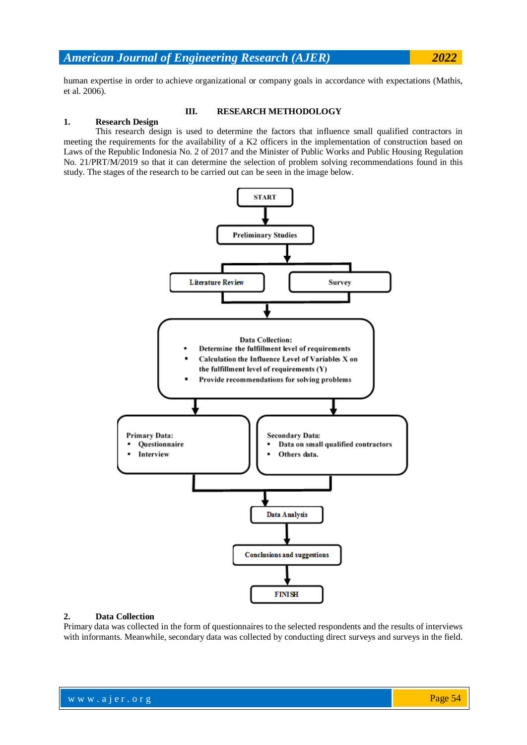human expertise in order to achieve organizational or company goals in accordance with expectations (Mathis, et al. 2006).

## III. RESEARCH METHODOLOGY

### 1. Research Design

This research design is used to determine the factors that influence small qualified contractors in meeting the requirements for the availability of a K2 officers in the implementation of construction based on Laws of the Republic Indonesia No. 2 of 2017 and the Minister of Public Works and Public Housing Regulation No. 21/PRT/M/2019 so that it can determine the selection of problem solving recommendations found in this study. The stages of the research to be carried out can be seen in the image below.

START

Preliminary Studies

Literature Review | Survey

Data Collection:
- Determine the fulfillment level of requirements
- Calculation the Influence Level of Variables X on the fulfillment level of requirements (Y)
- Provide recommendations for solving problems

Primary Data:
- Questionnaire
- Interview

Secondary Data:
- Data on small qualified contractors
- Others data.

Data Analysis

Conclusions and suggestions

FINISH

### 2. Data Collection

Primary data was collected in the form of questionnaires to the selected respondents and the results of interviews with informants. Meanwhile, secondary data was collected by conducting direct surveys and surveys in the field.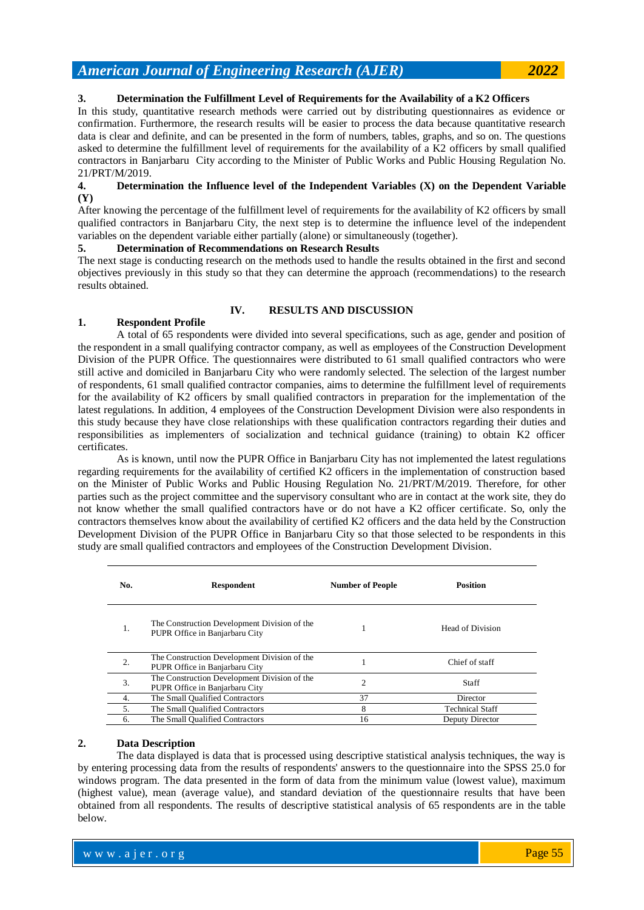**3. Determination the Fulfillment Level of Requirements for the Availability of a K2 Officers**

In this study, quantitative research methods were carried out by distributing questionnaires as evidence or confirmation. Furthermore, the research results will be easier to process the data because quantitative research data is clear and definite, and can be presented in the form of numbers, tables, graphs, and so on. The questions asked to determine the fulfillment level of requirements for the availability of a K2 officers by small qualified contractors in Banjarbaru City according to the Minister of Public Works and Public Housing Regulation No. 21/PRT/M/2019.

**4. Determination the Influence level of the Independent Variables (X) on the Dependent Variable (Y)**

After knowing the percentage of the fulfillment level of requirements for the availability of K2 officers by small qualified contractors in Banjarbaru City, the next step is to determine the influence level of the independent variables on the dependent variable either partially (alone) or simultaneously (together).

**5. Determination of Recommendations on Research Results**

The next stage is conducting research on the methods used to handle the results obtained in the first and second objectives previously in this study so that they can determine the approach (recommendations) to the research results obtained.

## IV. RESULTS AND DISCUSSION

**1. Respondent Profile**

A total of 65 respondents were divided into several specifications, such as age, gender and position of the respondent in a small qualifying contractor company, as well as employees of the Construction Development Division of the PUPR Office. The questionnaires were distributed to 61 small qualified contractors who were still active and domiciled in Banjarbaru City who were randomly selected. The selection of the largest number of respondents, 61 small qualified contractor companies, aims to determine the fulfillment level of requirements for the availability of K2 officers by small qualified contractors in preparation for the implementation of the latest regulations. In addition, 4 employees of the Construction Development Division were also respondents in this study because they have close relationships with these qualification contractors regarding their duties and responsibilities as implementers of socialization and technical guidance (training) to obtain K2 officer certificates.

As is known, until now the PUPR Office in Banjarbaru City has not implemented the latest regulations regarding requirements for the availability of certified K2 officers in the implementation of construction based on the Minister of Public Works and Public Housing Regulation No. 21/PRT/M/2019. Therefore, for other parties such as the project committee and the supervisory consultant who are in contact at the work site, they do not know whether the small qualified contractors have or do not have a K2 officer certificate. So, only the contractors themselves know about the availability of certified K2 officers and the data held by the Construction Development Division of the PUPR Office in Banjarbaru City so that those selected to be respondents in this study are small qualified contractors and employees of the Construction Development Division.

| No. | Respondent | Number of People | Position |
|---|---|---|---|
| 1. | The Construction Development Division of the PUPR Office in Banjarbaru City | 1 | Head of Division |
| 2. | The Construction Development Division of the PUPR Office in Banjarbaru City | 1 | Chief of staff |
| 3. | The Construction Development Division of the PUPR Office in Banjarbaru City | 2 | Staff |
| 4. | The Small Qualified Contractors | 37 | Director |
| 5. | The Small Qualified Contractors | 8 | Technical Staff |
| 6. | The Small Qualified Contractors | 16 | Deputy Director |

**2. Data Description**

The data displayed is data that is processed using descriptive statistical analysis techniques, the way is by entering processing data from the results of respondents' answers to the questionnaire into the SPSS 25.0 for windows program. The data presented in the form of data from the minimum value (lowest value), maximum (highest value), mean (average value), and standard deviation of the questionnaire results that have been obtained from all respondents. The results of descriptive statistical analysis of 65 respondents are in the table below.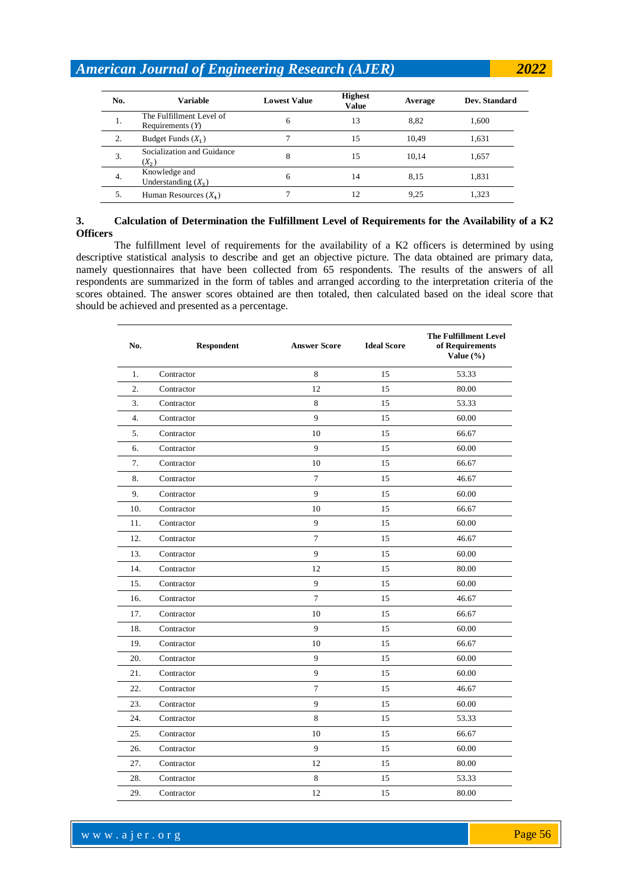| No. | Variable | Lowest Value | Highest Value | Average | Dev. Standard |
|---|---|---|---|---|---|
| 1. | The Fulfillment Level of Requirements ($Y$) | 6 | 13 | 8,82 | 1,600 |
| 2. | Budget Funds ($X_1$) | 7 | 15 | 10,49 | 1,631 |
| 3. | Socialization and Guidance ($X_2$) | 8 | 15 | 10,14 | 1,657 |
| 4. | Knowledge and Understanding ($X_3$) | 6 | 14 | 8,15 | 1,831 |
| 5. | Human Resources ($X_4$) | 7 | 12 | 9,25 | 1,323 |

### 3. Calculation of Determination the Fulfillment Level of Requirements for the Availability of a K2 Officers

The fulfillment level of requirements for the availability of a K2 officers is determined by using descriptive statistical analysis to describe and get an objective picture. The data obtained are primary data, namely questionnaires that have been collected from 65 respondents. The results of the answers of all respondents are summarized in the form of tables and arranged according to the interpretation criteria of the scores obtained. The answer scores obtained are then totaled, then calculated based on the ideal score that should be achieved and presented as a percentage.

| No. | Respondent | Answer Score | Ideal Score | The Fulfillment Level of Requirements Value (%) |
|---|---|---|---|---|
| 1. | Contractor | 8 | 15 | 53.33 |
| 2. | Contractor | 12 | 15 | 80.00 |
| 3. | Contractor | 8 | 15 | 53.33 |
| 4. | Contractor | 9 | 15 | 60.00 |
| 5. | Contractor | 10 | 15 | 66.67 |
| 6. | Contractor | 9 | 15 | 60.00 |
| 7. | Contractor | 10 | 15 | 66.67 |
| 8. | Contractor | 7 | 15 | 46.67 |
| 9. | Contractor | 9 | 15 | 60.00 |
| 10. | Contractor | 10 | 15 | 66.67 |
| 11. | Contractor | 9 | 15 | 60.00 |
| 12. | Contractor | 7 | 15 | 46.67 |
| 13. | Contractor | 9 | 15 | 60.00 |
| 14. | Contractor | 12 | 15 | 80.00 |
| 15. | Contractor | 9 | 15 | 60.00 |
| 16. | Contractor | 7 | 15 | 46.67 |
| 17. | Contractor | 10 | 15 | 66.67 |
| 18. | Contractor | 9 | 15 | 60.00 |
| 19. | Contractor | 10 | 15 | 66.67 |
| 20. | Contractor | 9 | 15 | 60.00 |
| 21. | Contractor | 9 | 15 | 60.00 |
| 22. | Contractor | 7 | 15 | 46.67 |
| 23. | Contractor | 9 | 15 | 60.00 |
| 24. | Contractor | 8 | 15 | 53.33 |
| 25. | Contractor | 10 | 15 | 66.67 |
| 26. | Contractor | 9 | 15 | 60.00 |
| 27. | Contractor | 12 | 15 | 80.00 |
| 28. | Contractor | 8 | 15 | 53.33 |
| 29. | Contractor | 12 | 15 | 80.00 |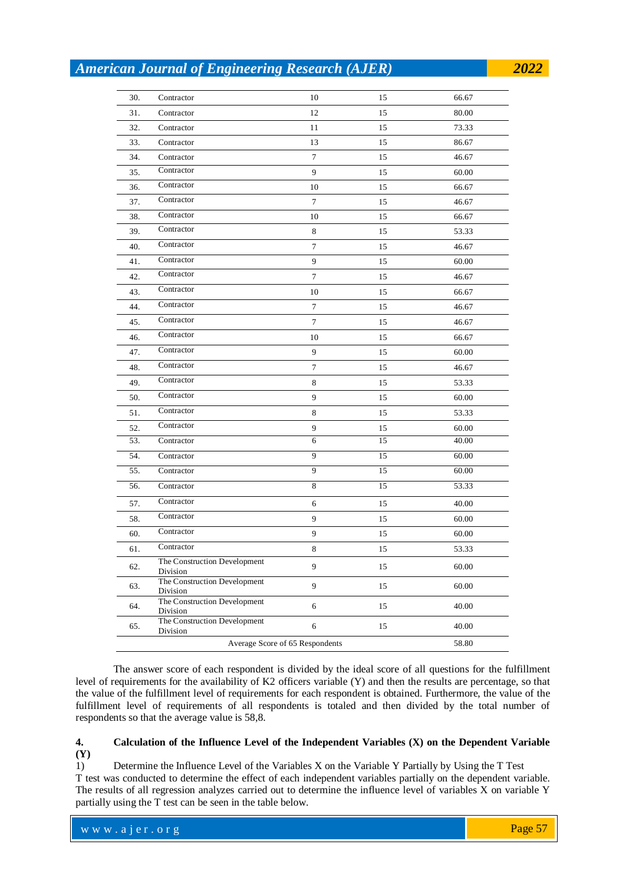| 30. | Contractor | 10 | 15 | 66.67 |
|---|---|---|---|---|
| 31. | Contractor | 12 | 15 | 80.00 |
| 32. | Contractor | 11 | 15 | 73.33 |
| 33. | Contractor | 13 | 15 | 86.67 |
| 34. | Contractor | 7 | 15 | 46.67 |
| 35. | Contractor | 9 | 15 | 60.00 |
| 36. | Contractor | 10 | 15 | 66.67 |
| 37. | Contractor | 7 | 15 | 46.67 |
| 38. | Contractor | 10 | 15 | 66.67 |
| 39. | Contractor | 8 | 15 | 53.33 |
| 40. | Contractor | 7 | 15 | 46.67 |
| 41. | Contractor | 9 | 15 | 60.00 |
| 42. | Contractor | 7 | 15 | 46.67 |
| 43. | Contractor | 10 | 15 | 66.67 |
| 44. | Contractor | 7 | 15 | 46.67 |
| 45. | Contractor | 7 | 15 | 46.67 |
| 46. | Contractor | 10 | 15 | 66.67 |
| 47. | Contractor | 9 | 15 | 60.00 |
| 48. | Contractor | 7 | 15 | 46.67 |
| 49. | Contractor | 8 | 15 | 53.33 |
| 50. | Contractor | 9 | 15 | 60.00 |
| 51. | Contractor | 8 | 15 | 53.33 |
| 52. | Contractor | 9 | 15 | 60.00 |
| 53. | Contractor | 6 | 15 | 40.00 |
| 54. | Contractor | 9 | 15 | 60.00 |
| 55. | Contractor | 9 | 15 | 60.00 |
| 56. | Contractor | 8 | 15 | 53.33 |
| 57. | Contractor | 6 | 15 | 40.00 |
| 58. | Contractor | 9 | 15 | 60.00 |
| 60. | Contractor | 9 | 15 | 60.00 |
| 61. | Contractor | 8 | 15 | 53.33 |
| 62. | The Construction Development Division | 9 | 15 | 60.00 |
| 63. | The Construction Development Division | 9 | 15 | 60.00 |
| 64. | The Construction Development Division | 6 | 15 | 40.00 |
| 65. | The Construction Development Division | 6 | 15 | 40.00 |
| | Average Score of 65 Respondents | | | 58.80 |

The answer score of each respondent is divided by the ideal score of all questions for the fulfillment level of requirements for the availability of K2 officers variable (Y) and then the results are percentage, so that the value of the fulfillment level of requirements for each respondent is obtained. Furthermore, the value of the fulfillment level of requirements of all respondents is totaled and then divided by the total number of respondents so that the average value is 58,8.

**4. Calculation of the Influence Level of the Independent Variables (X) on the Dependent Variable (Y)**

1) Determine the Influence Level of the Variables X on the Variable Y Partially by Using the T Test

T test was conducted to determine the effect of each independent variables partially on the dependent variable. The results of all regression analyzes carried out to determine the influence level of variables X on variable Y partially using the T test can be seen in the table below.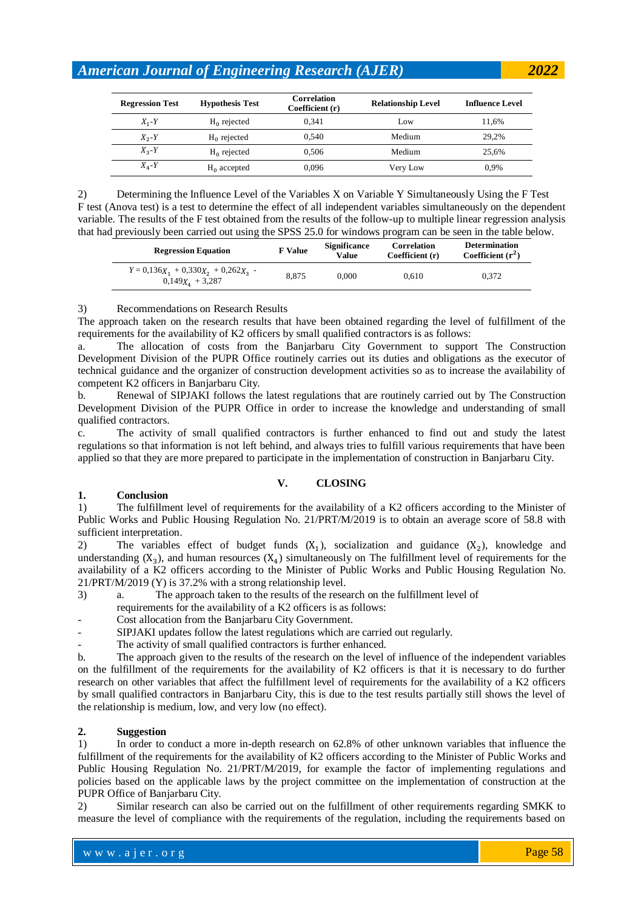| Regression Test | Hypothesis Test | Correlation Coefficient (r) | Relationship Level | Influence Level |
|---|---|---|---|---|
| $X_1$-$Y$ | $H_0$ rejected | 0,341 | Low | 11,6% |
| $X_2$-$Y$ | $H_0$ rejected | 0,540 | Medium | 29,2% |
| $X_3$-$Y$ | $H_0$ rejected | 0,506 | Medium | 25,6% |
| $X_4$-$Y$ | $H_0$ accepted | 0,096 | Very Low | 0,9% |

2) Determining the Influence Level of the Variables X on Variable Y Simultaneously Using the F Test

F test (Anova test) is a test to determine the effect of all independent variables simultaneously on the dependent variable. The results of the F test obtained from the results of the follow-up to multiple linear regression analysis that had previously been carried out using the SPSS 25.0 for windows program can be seen in the table below.

| Regression Equation | F Value | Significance Value | Correlation Coefficient (r) | Determination Coefficient ($r^2$) |
|---|---|---|---|---|
| $Y = 0{,}136X_1 + 0{,}330X_2 + 0{,}262X_3 - 0{,}149X_4 + 3{,}287$ | 8,875 | 0,000 | 0,610 | 0,372 |

3) Recommendations on Research Results

The approach taken on the research results that have been obtained regarding the level of fulfillment of the requirements for the availability of K2 officers by small qualified contractors is as follows:

a. The allocation of costs from the Banjarbaru City Government to support The Construction Development Division of the PUPR Office routinely carries out its duties and obligations as the executor of technical guidance and the organizer of construction development activities so as to increase the availability of competent K2 officers in Banjarbaru City.

b. Renewal of SIPJAKI follows the latest regulations that are routinely carried out by The Construction Development Division of the PUPR Office in order to increase the knowledge and understanding of small qualified contractors.

c. The activity of small qualified contractors is further enhanced to find out and study the latest regulations so that information is not left behind, and always tries to fulfill various requirements that have been applied so that they are more prepared to participate in the implementation of construction in Banjarbaru City.

# V. CLOSING

## 1. Conclusion

1) The fulfillment level of requirements for the availability of a K2 officers according to the Minister of Public Works and Public Housing Regulation No. 21/PRT/M/2019 is to obtain an average score of 58.8 with sufficient interpretation.

2) The variables effect of budget funds ($X_1$), socialization and guidance ($X_2$), knowledge and understanding ($X_3$), and human resources ($X_4$) simultaneously on The fulfillment level of requirements for the availability of a K2 officers according to the Minister of Public Works and Public Housing Regulation No. 21/PRT/M/2019 (Y) is 37.2% with a strong relationship level.

3) a. The approach taken to the results of the research on the fulfillment level of requirements for the availability of a K2 officers is as follows:

- Cost allocation from the Banjarbaru City Government.
- SIPJAKI updates follow the latest regulations which are carried out regularly.
- The activity of small qualified contractors is further enhanced.

b. The approach given to the results of the research on the level of influence of the independent variables on the fulfillment of the requirements for the availability of K2 officers is that it is necessary to do further research on other variables that affect the fulfillment level of requirements for the availability of a K2 officers by small qualified contractors in Banjarbaru City, this is due to the test results partially still shows the level of the relationship is medium, low, and very low (no effect).

## 2. Suggestion

1) In order to conduct a more in-depth research on 62.8% of other unknown variables that influence the fulfillment of the requirements for the availability of K2 officers according to the Minister of Public Works and Public Housing Regulation No. 21/PRT/M/2019, for example the factor of implementing regulations and policies based on the applicable laws by the project committee on the implementation of construction at the PUPR Office of Banjarbaru City.

2) Similar research can also be carried out on the fulfillment of other requirements regarding SMKK to measure the level of compliance with the requirements of the regulation, including the requirements based on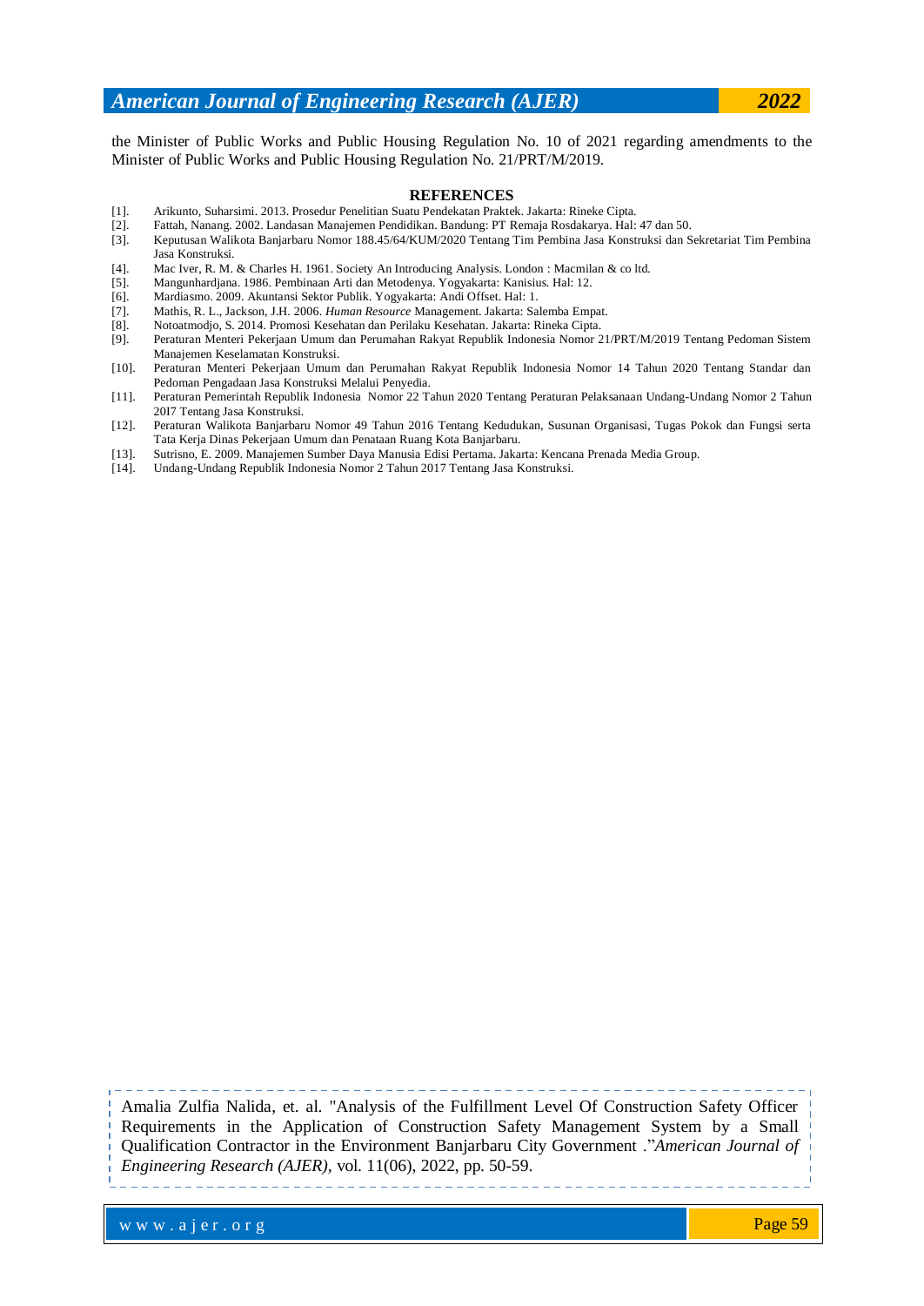the Minister of Public Works and Public Housing Regulation No. 10 of 2021 regarding amendments to the Minister of Public Works and Public Housing Regulation No. 21/PRT/M/2019.

## REFERENCES

[1]. Arikunto, Suharsimi. 2013. Prosedur Penelitian Suatu Pendekatan Praktek. Jakarta: Rineke Cipta.
[2]. Fattah, Nanang. 2002. Landasan Manajemen Pendidikan. Bandung: PT Remaja Rosdakarya. Hal: 47 dan 50.
[3]. Keputusan Walikota Banjarbaru Nomor 188.45/64/KUM/2020 Tentang Tim Pembina Jasa Konstruksi dan Sekretariat Tim Pembina Jasa Konstruksi.
[4]. Mac Iver, R. M. & Charles H. 1961. Society An Introducing Analysis. London : Macmilan & co ltd.
[5]. Mangunhardjana. 1986. Pembinaan Arti dan Metodenya. Yogyakarta: Kanisius. Hal: 12.
[6]. Mardiasmo. 2009. Akuntansi Sektor Publik. Yogyakarta: Andi Offset. Hal: 1.
[7]. Mathis, R. L., Jackson, J.H. 2006. *Human Resource* Management. Jakarta: Salemba Empat.
[8]. Notoatmodjo, S. 2014. Promosi Kesehatan dan Perilaku Kesehatan. Jakarta: Rineka Cipta.
[9]. Peraturan Menteri Pekerjaan Umum dan Perumahan Rakyat Republik Indonesia Nomor 21/PRT/M/2019 Tentang Pedoman Sistem Manajemen Keselamatan Konstruksi.
[10]. Peraturan Menteri Pekerjaan Umum dan Perumahan Rakyat Republik Indonesia Nomor 14 Tahun 2020 Tentang Standar dan Pedoman Pengadaan Jasa Konstruksi Melalui Penyedia.
[11]. Peraturan Pemerintah Republik Indonesia Nomor 22 Tahun 2020 Tentang Peraturan Pelaksanaan Undang-Undang Nomor 2 Tahun 20I7 Tentang Jasa Konstruksi.
[12]. Peraturan Walikota Banjarbaru Nomor 49 Tahun 2016 Tentang Kedudukan, Susunan Organisasi, Tugas Pokok dan Fungsi serta Tata Kerja Dinas Pekerjaan Umum dan Penataan Ruang Kota Banjarbaru.
[13]. Sutrisno, E. 2009. Manajemen Sumber Daya Manusia Edisi Pertama. Jakarta: Kencana Prenada Media Group.
[14]. Undang-Undang Republik Indonesia Nomor 2 Tahun 2017 Tentang Jasa Konstruksi.

Amalia Zulfia Nalida, et. al. "Analysis of the Fulfillment Level Of Construction Safety Officer Requirements in the Application of Construction Safety Management System by a Small Qualification Contractor in the Environment Banjarbaru City Government ."*American Journal of Engineering Research (AJER)*, vol. 11(06), 2022, pp. 50-59.